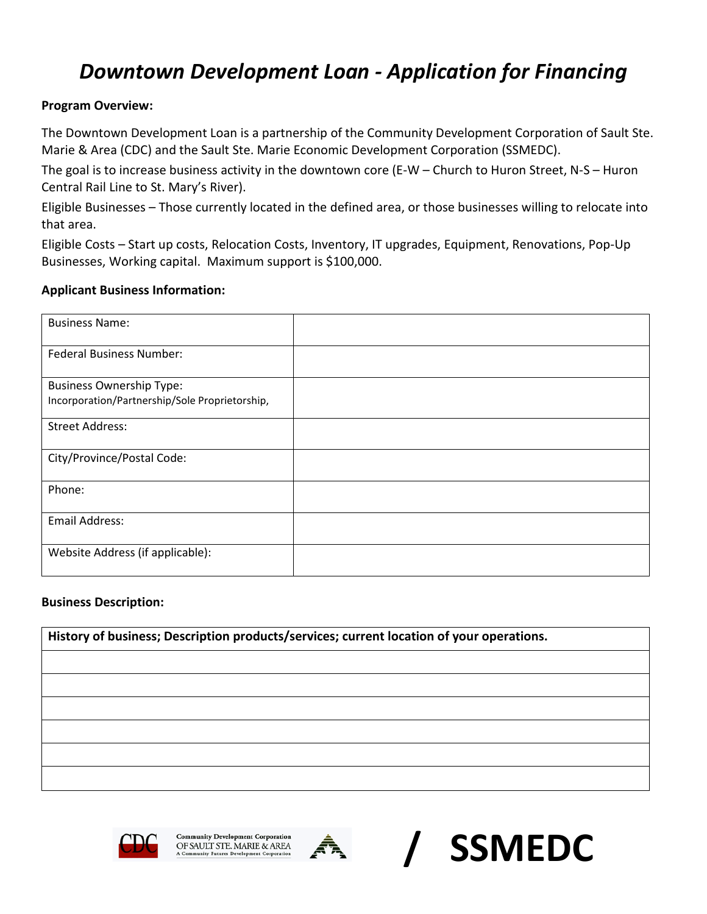# *Downtown Development Loan - Application for Financing*

**Program Overview:**

The Downtown Development Loan is a partnership of the Community Development Corporation of Sault Ste. Marie & Area (CDC) and the Sault Ste. Marie Economic Development Corporation (SSMEDC).

The goal is to increase business activity in the downtown core (E-W – Church to Huron Street, N-S – Huron Central Rail Line to St. Mary's River).

Eligible Businesses – Those currently located in the defined area, or those businesses willing to relocate into that area.

Eligible Costs – Start up costs, Relocation Costs, Inventory, IT upgrades, Equipment, Renovations, Pop-Up Businesses, Working capital. Maximum support is $100,000.

**Applicant Business Information:**

| | |
|---|---|
| Business Name: | |
| Federal Business Number: | |
| Business Ownership Type: Incorporation/Partnership/Sole Proprietorship, | |
| Street Address: | |
| City/Province/Postal Code: | |
| Phone: | |
| Email Address: | |
| Website Address (if applicable): | |

**Business Description:**

| **History of business; Description products/services; current location of your operations.** |
|---|
| |
| |
| |
| |
| |
| |

CDC Community Development Corporation OF SAULT STE. MARIE & AREA A Community Futures Development Corporation / SSMEDC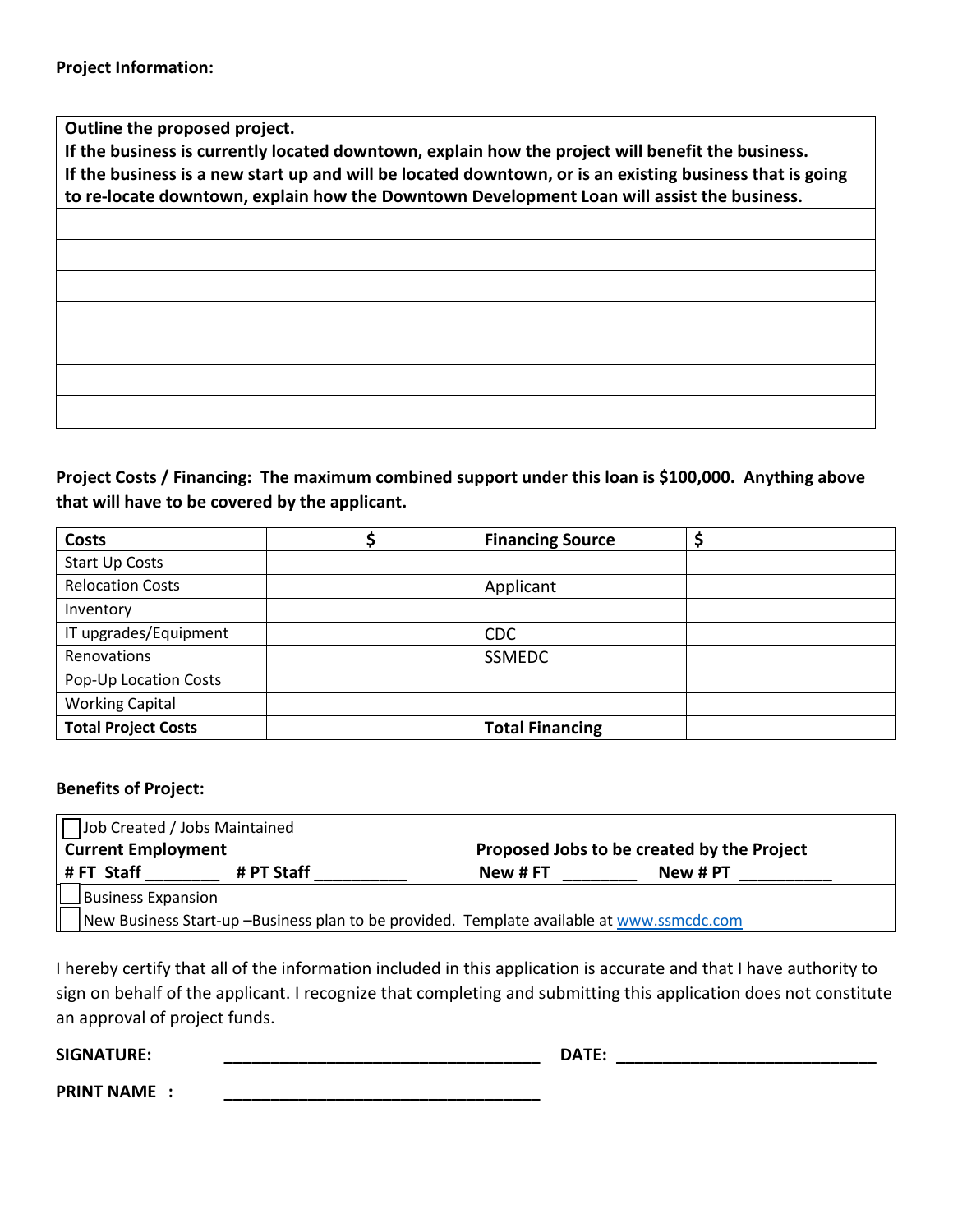**Project Information:**

| **Outline the proposed project.** <br> **If the business is currently located downtown, explain how the project will benefit the business.** <br> **If the business is a new start up and will be located downtown, or is an existing business that is going to re-locate downtown, explain how the Downtown Development Loan will assist the business.** |
|---|
| |
| |
| |
| |
| |
| |
| |

**Project Costs / Financing: The maximum combined support under this loan is $100,000. Anything above that will have to be covered by the applicant.**

| **Costs** | **$** | **Financing Source** | **$** |
|---|---|---|---|
| Start Up Costs | | | |
| Relocation Costs | | Applicant | |
| Inventory | | | |
| IT upgrades/Equipment | | CDC | |
| Renovations | | SSMEDC | |
| Pop-Up Location Costs | | | |
| Working Capital | | | |
| **Total Project Costs** | | **Total Financing** | |

**Benefits of Project:**

| ☐ Job Created / Jobs Maintained | |
|---|---|
| **Current Employment** | **Proposed Jobs to be created by the Project** |
| **# FT Staff** ________ **# PT Staff** __________ | **New # FT** ________ **New # PT** __________ |
| ☐ Business Expansion | |
| ☐ New Business Start-up –Business plan to be provided. Template available at www.ssmcdc.com | |

I hereby certify that all of the information included in this application is accurate and that I have authority to sign on behalf of the applicant. I recognize that completing and submitting this application does not constitute an approval of project funds.

**SIGNATURE:** ___________________________________ **DATE:** ____________________________

**PRINT NAME :** ___________________________________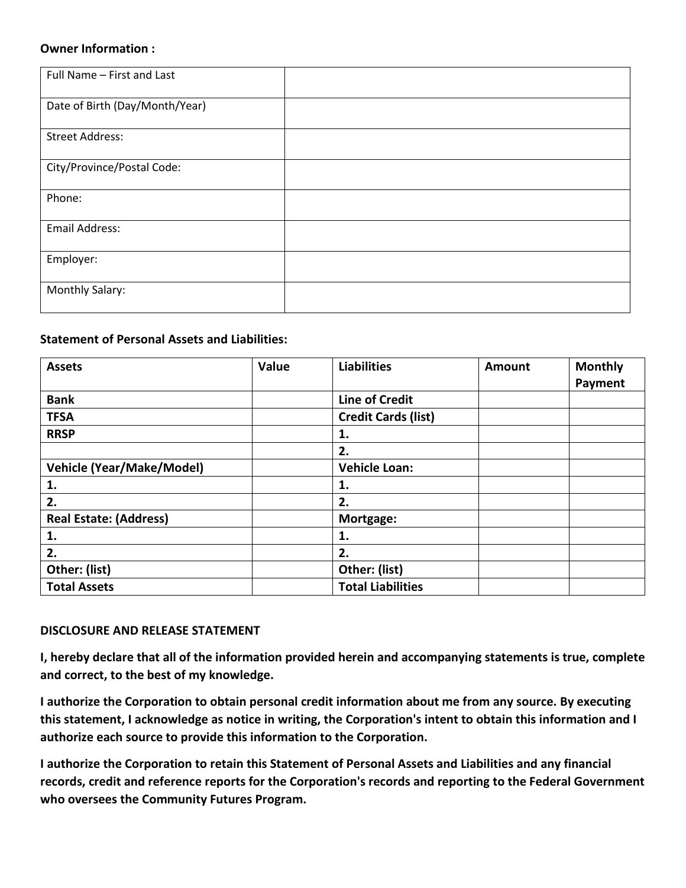**Owner Information :**

| Full Name – First and Last | |
|---|---|
| Date of Birth (Day/Month/Year) | |
| Street Address: | |
| City/Province/Postal Code: | |
| Phone: | |
| Email Address: | |
| Employer: | |
| Monthly Salary: | |

**Statement of Personal Assets and Liabilities:**

| **Assets** | **Value** | **Liabilities** | **Amount** | **Monthly Payment** |
|---|---|---|---|---|
| **Bank** | | **Line of Credit** | | |
| **TFSA** | | **Credit Cards (list)** | | |
| **RRSP** | | **1.** | | |
| | | **2.** | | |
| **Vehicle (Year/Make/Model)** | | **Vehicle Loan:** | | |
| **1.** | | **1.** | | |
| **2.** | | **2.** | | |
| **Real Estate: (Address)** | | **Mortgage:** | | |
| **1.** | | **1.** | | |
| **2.** | | **2.** | | |
| **Other: (list)** | | **Other: (list)** | | |
| **Total Assets** | | **Total Liabilities** | | |

**DISCLOSURE AND RELEASE STATEMENT**

**I, hereby declare that all of the information provided herein and accompanying statements is true, complete and correct, to the best of my knowledge.**

**I authorize the Corporation to obtain personal credit information about me from any source. By executing this statement, I acknowledge as notice in writing, the Corporation's intent to obtain this information and I authorize each source to provide this information to the Corporation.**

**I authorize the Corporation to retain this Statement of Personal Assets and Liabilities and any financial records, credit and reference reports for the Corporation's records and reporting to the Federal Government who oversees the Community Futures Program.**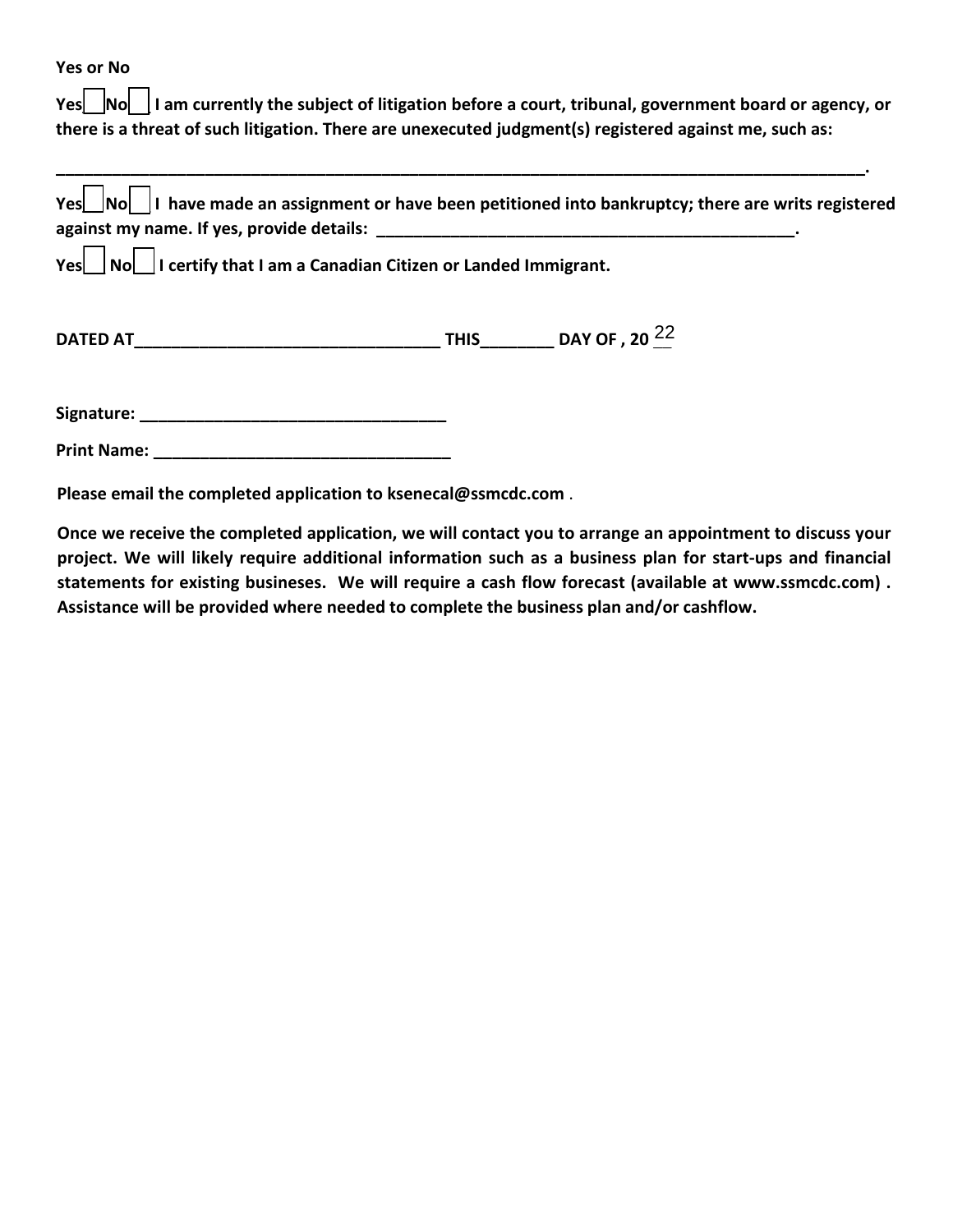**Yes or No**

**Yes☐ No☐ I am currently the subject of litigation before a court, tribunal, government board or agency, or there is a threat of such litigation. There are unexecuted judgment(s) registered against me, such as:**

**_____________________________________________________________________________________.**

**Yes☐ No☐ I have made an assignment or have been petitioned into bankruptcy; there are writs registered against my name. If yes, provide details: _______________________________________________.**

**Yes☐ No☐ I certify that I am a Canadian Citizen or Landed Immigrant.**

**DATED AT_________________________________ THIS________ DAY OF , 20** 22

**Signature: _________________________________**

**Print Name: ________________________________**

**Please email the completed application to ksenecal@ssmcdc.com** .

**Once we receive the completed application, we will contact you to arrange an appointment to discuss your project. We will likely require additional information such as a business plan for start-ups and financial statements for existing busineses. We will require a cash flow forecast (available at www.ssmcdc.com) . Assistance will be provided where needed to complete the business plan and/or cashflow.**